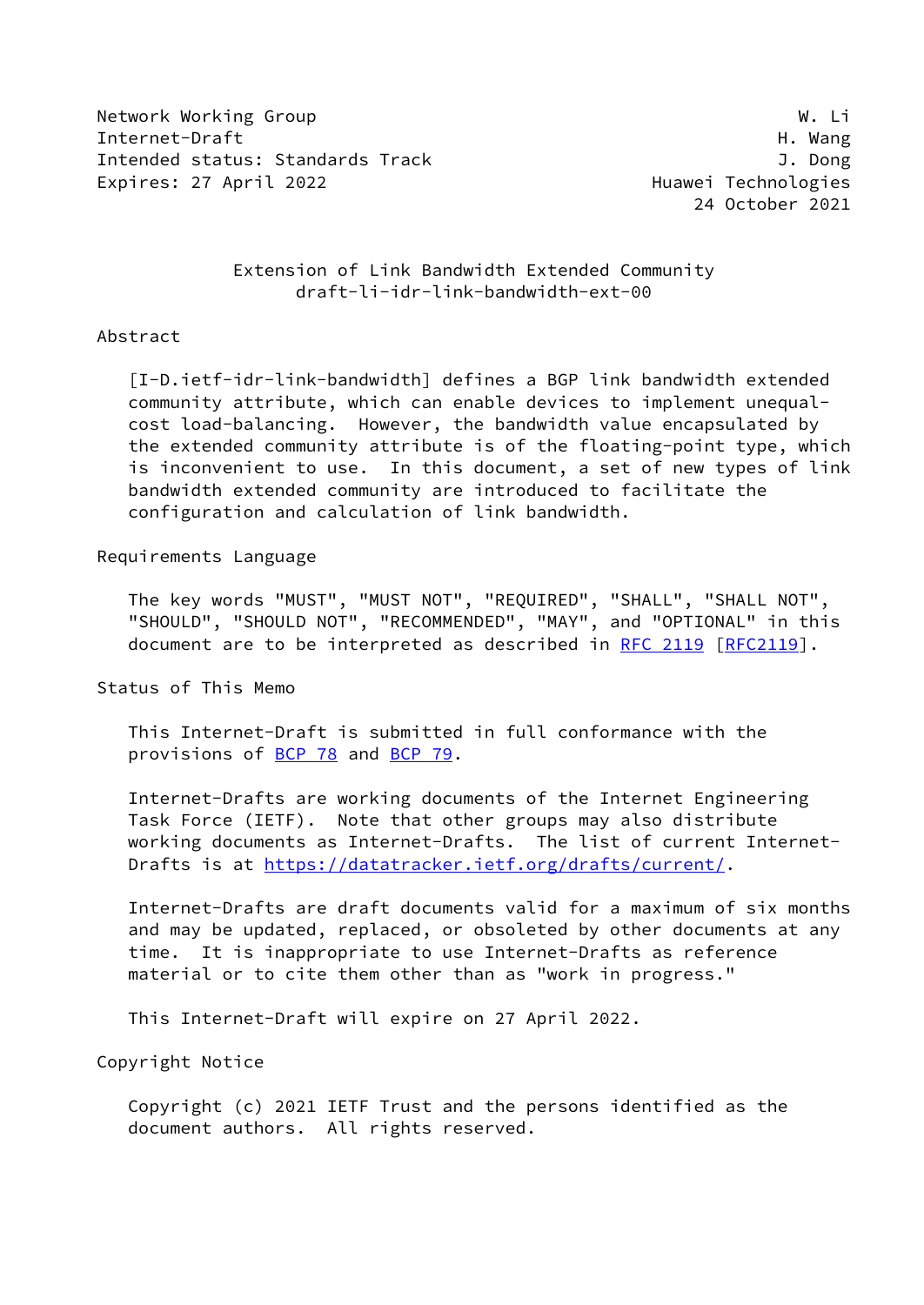Network Working Group W. Li
Internet-Draft H. Wang
Intended status: Standards Track J. Dong
Expires: 27 April 2022 Huawei Technologies
24 October 2021

# Extension of Link Bandwidth Extended Community
## draft-li-idr-link-bandwidth-ext-00

## Abstract

[I-D.ietf-idr-link-bandwidth] defines a BGP link bandwidth extended community attribute, which can enable devices to implement unequal-cost load-balancing. However, the bandwidth value encapsulated by the extended community attribute is of the floating-point type, which is inconvenient to use. In this document, a set of new types of link bandwidth extended community are introduced to facilitate the configuration and calculation of link bandwidth.

## Requirements Language

The key words "MUST", "MUST NOT", "REQUIRED", "SHALL", "SHALL NOT", "SHOULD", "SHOULD NOT", "RECOMMENDED", "MAY", and "OPTIONAL" in this document are to be interpreted as described in RFC 2119 [RFC2119].

## Status of This Memo

This Internet-Draft is submitted in full conformance with the provisions of BCP 78 and BCP 79.

Internet-Drafts are working documents of the Internet Engineering Task Force (IETF). Note that other groups may also distribute working documents as Internet-Drafts. The list of current Internet-Drafts is at https://datatracker.ietf.org/drafts/current/.

Internet-Drafts are draft documents valid for a maximum of six months and may be updated, replaced, or obsoleted by other documents at any time. It is inappropriate to use Internet-Drafts as reference material or to cite them other than as "work in progress."

This Internet-Draft will expire on 27 April 2022.

## Copyright Notice

Copyright (c) 2021 IETF Trust and the persons identified as the document authors. All rights reserved.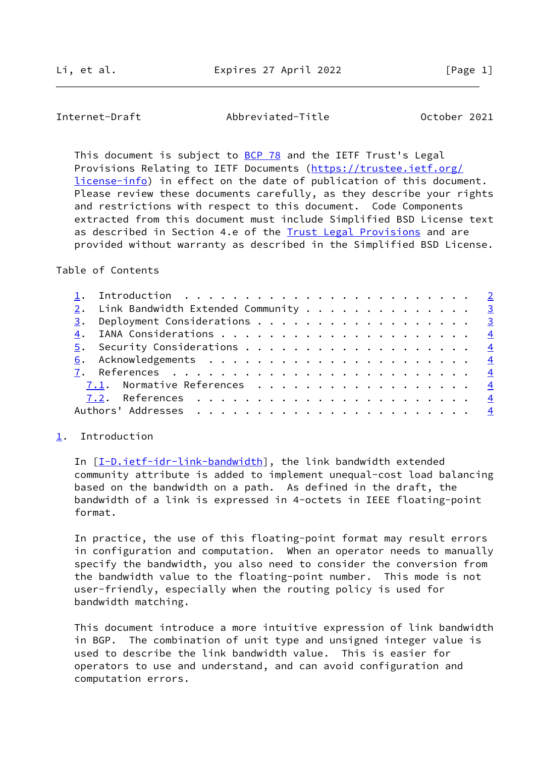This document is subject to BCP 78 and the IETF Trust's Legal Provisions Relating to IETF Documents (https://trustee.ietf.org/license-info) in effect on the date of publication of this document. Please review these documents carefully, as they describe your rights and restrictions with respect to this document. Code Components extracted from this document must include Simplified BSD License text as described in Section 4.e of the Trust Legal Provisions and are provided without warranty as described in the Simplified BSD License.

Table of Contents

- 1. Introduction . . . . . . . . . . . . . . . . . . . . . . . . 2
- 2. Link Bandwidth Extended Community . . . . . . . . . . . . . . 3
- 3. Deployment Considerations . . . . . . . . . . . . . . . . . . 3
- 4. IANA Considerations . . . . . . . . . . . . . . . . . . . . . 4
- 5. Security Considerations . . . . . . . . . . . . . . . . . . . 4
- 6. Acknowledgements . . . . . . . . . . . . . . . . . . . . . . 4
- 7. References . . . . . . . . . . . . . . . . . . . . . . . . . 4
  - 7.1. Normative References . . . . . . . . . . . . . . . . . . 4
  - 7.2. References . . . . . . . . . . . . . . . . . . . . . . . 4
- Authors' Addresses . . . . . . . . . . . . . . . . . . . . . . . 4

## 1. Introduction

In [I-D.ietf-idr-link-bandwidth], the link bandwidth extended community attribute is added to implement unequal-cost load balancing based on the bandwidth on a path. As defined in the draft, the bandwidth of a link is expressed in 4-octets in IEEE floating-point format.

In practice, the use of this floating-point format may result errors in configuration and computation. When an operator needs to manually specify the bandwidth, you also need to consider the conversion from the bandwidth value to the floating-point number. This mode is not user-friendly, especially when the routing policy is used for bandwidth matching.

This document introduce a more intuitive expression of link bandwidth in BGP. The combination of unit type and unsigned integer value is used to describe the link bandwidth value. This is easier for operators to use and understand, and can avoid configuration and computation errors.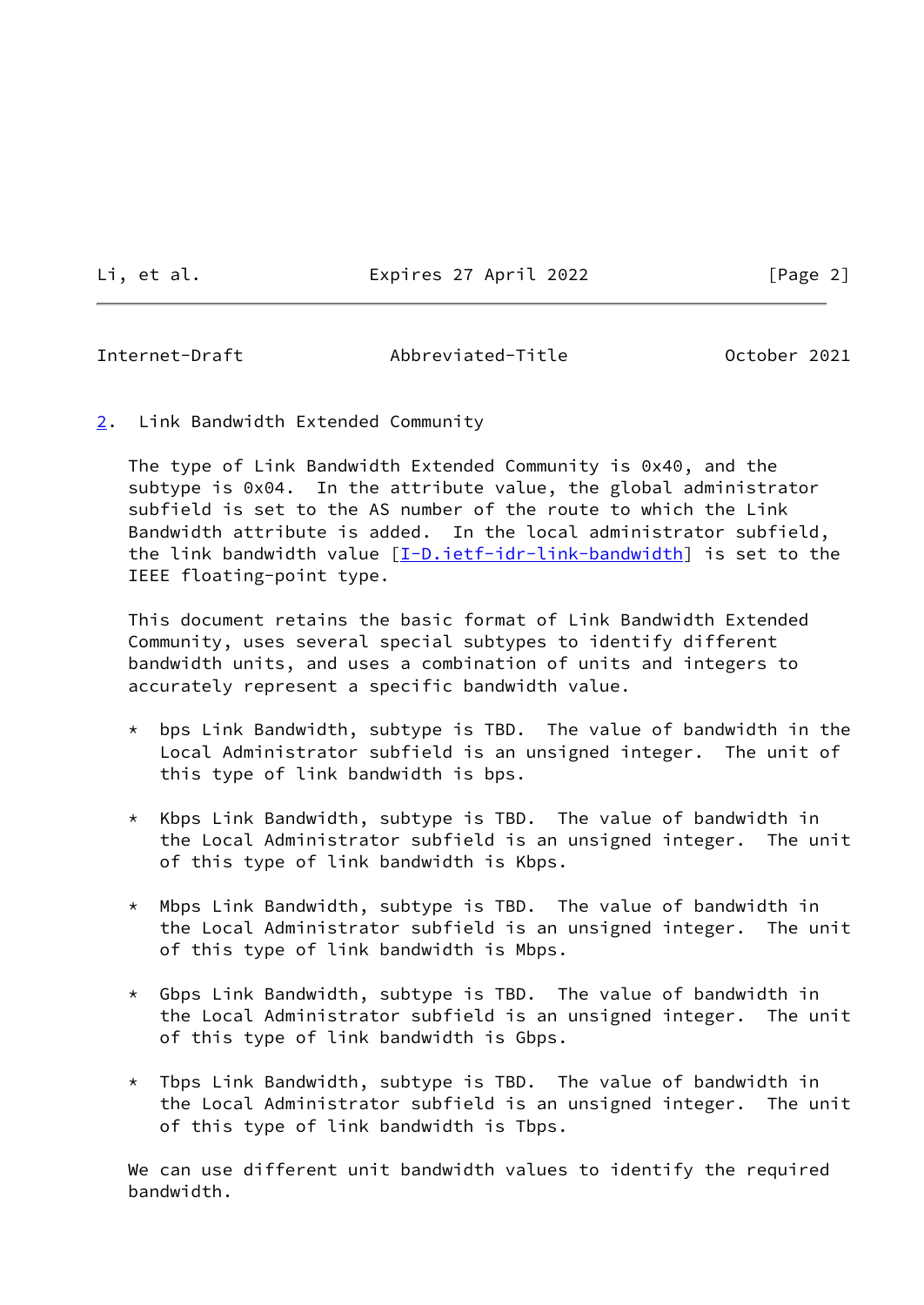## 2. Link Bandwidth Extended Community

The type of Link Bandwidth Extended Community is 0x40, and the subtype is 0x04. In the attribute value, the global administrator subfield is set to the AS number of the route to which the Link Bandwidth attribute is added. In the local administrator subfield, the link bandwidth value [I-D.ietf-idr-link-bandwidth] is set to the IEEE floating-point type.

This document retains the basic format of Link Bandwidth Extended Community, uses several special subtypes to identify different bandwidth units, and uses a combination of units and integers to accurately represent a specific bandwidth value.

* bps Link Bandwidth, subtype is TBD. The value of bandwidth in the Local Administrator subfield is an unsigned integer. The unit of this type of link bandwidth is bps.

* Kbps Link Bandwidth, subtype is TBD. The value of bandwidth in the Local Administrator subfield is an unsigned integer. The unit of this type of link bandwidth is Kbps.

* Mbps Link Bandwidth, subtype is TBD. The value of bandwidth in the Local Administrator subfield is an unsigned integer. The unit of this type of link bandwidth is Mbps.

* Gbps Link Bandwidth, subtype is TBD. The value of bandwidth in the Local Administrator subfield is an unsigned integer. The unit of this type of link bandwidth is Gbps.

* Tbps Link Bandwidth, subtype is TBD. The value of bandwidth in the Local Administrator subfield is an unsigned integer. The unit of this type of link bandwidth is Tbps.

We can use different unit bandwidth values to identify the required bandwidth.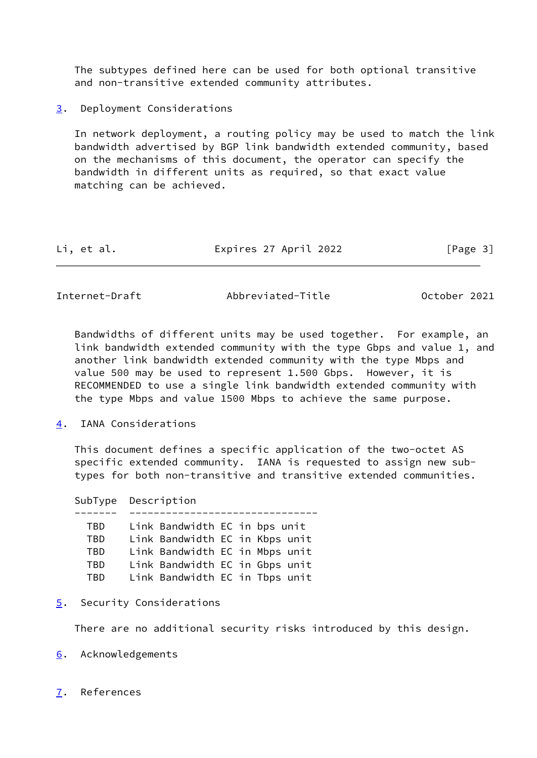The subtypes defined here can be used for both optional transitive and non-transitive extended community attributes.

## 3. Deployment Considerations

In network deployment, a routing policy may be used to match the link bandwidth advertised by BGP link bandwidth extended community, based on the mechanisms of this document, the operator can specify the bandwidth in different units as required, so that exact value matching can be achieved.

Bandwidths of different units may be used together. For example, an link bandwidth extended community with the type Gbps and value 1, and another link bandwidth extended community with the type Mbps and value 500 may be used to represent 1.500 Gbps. However, it is RECOMMENDED to use a single link bandwidth extended community with the type Mbps and value 1500 Mbps to achieve the same purpose.

## 4. IANA Considerations

This document defines a specific application of the two-octet AS specific extended community. IANA is requested to assign new sub-types for both non-transitive and transitive extended communities.

| SubType | Description |
|---|---|
| TBD | Link Bandwidth EC in bps unit |
| TBD | Link Bandwidth EC in Kbps unit |
| TBD | Link Bandwidth EC in Mbps unit |
| TBD | Link Bandwidth EC in Gbps unit |
| TBD | Link Bandwidth EC in Tbps unit |

## 5. Security Considerations

There are no additional security risks introduced by this design.

## 6. Acknowledgements

## 7. References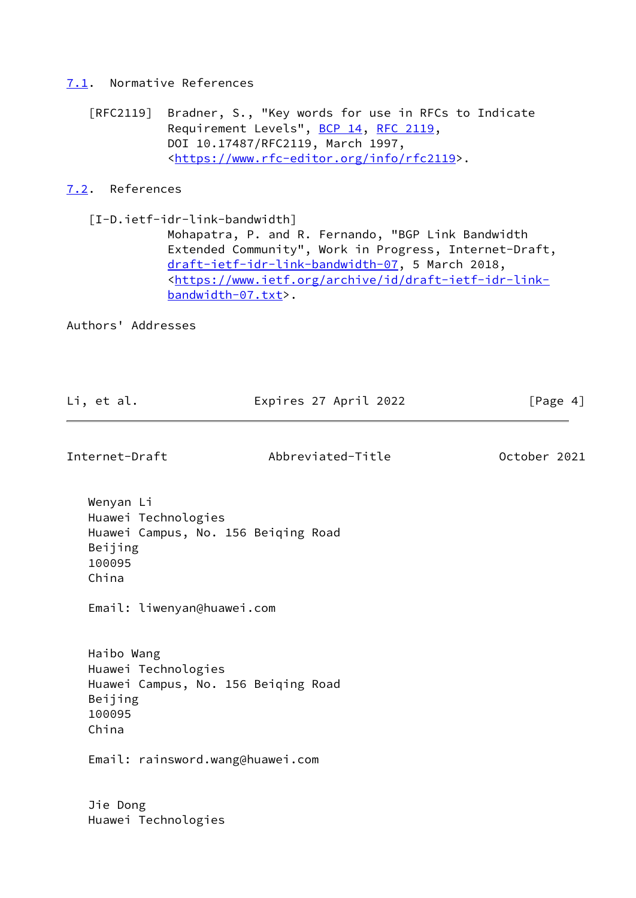## 7.1. Normative References

[RFC2119] Bradner, S., "Key words for use in RFCs to Indicate Requirement Levels", BCP 14, RFC 2119, DOI 10.17487/RFC2119, March 1997, <https://www.rfc-editor.org/info/rfc2119>.

## 7.2. References

[I-D.ietf-idr-link-bandwidth] Mohapatra, P. and R. Fernando, "BGP Link Bandwidth Extended Community", Work in Progress, Internet-Draft, draft-ietf-idr-link-bandwidth-07, 5 March 2018, <https://www.ietf.org/archive/id/draft-ietf-idr-link-bandwidth-07.txt>.

# Authors' Addresses

Wenyan Li
Huawei Technologies
Huawei Campus, No. 156 Beiqing Road
Beijing
100095
China

Email: liwenyan@huawei.com

Haibo Wang
Huawei Technologies
Huawei Campus, No. 156 Beiqing Road
Beijing
100095
China

Email: rainsword.wang@huawei.com

Jie Dong
Huawei Technologies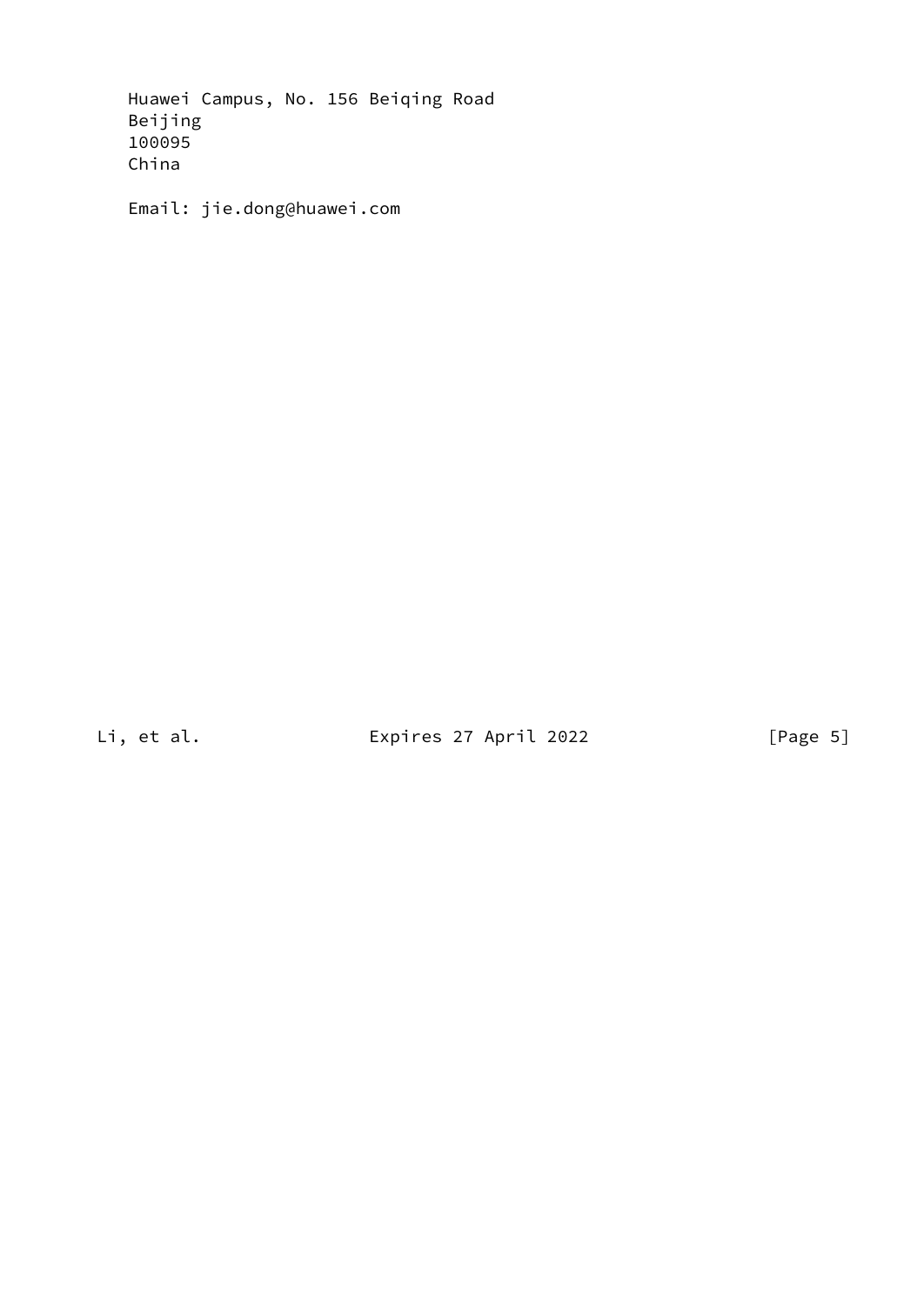Huawei Campus, No. 156 Beiqing Road
Beijing
100095
China

Email: jie.dong@huawei.com